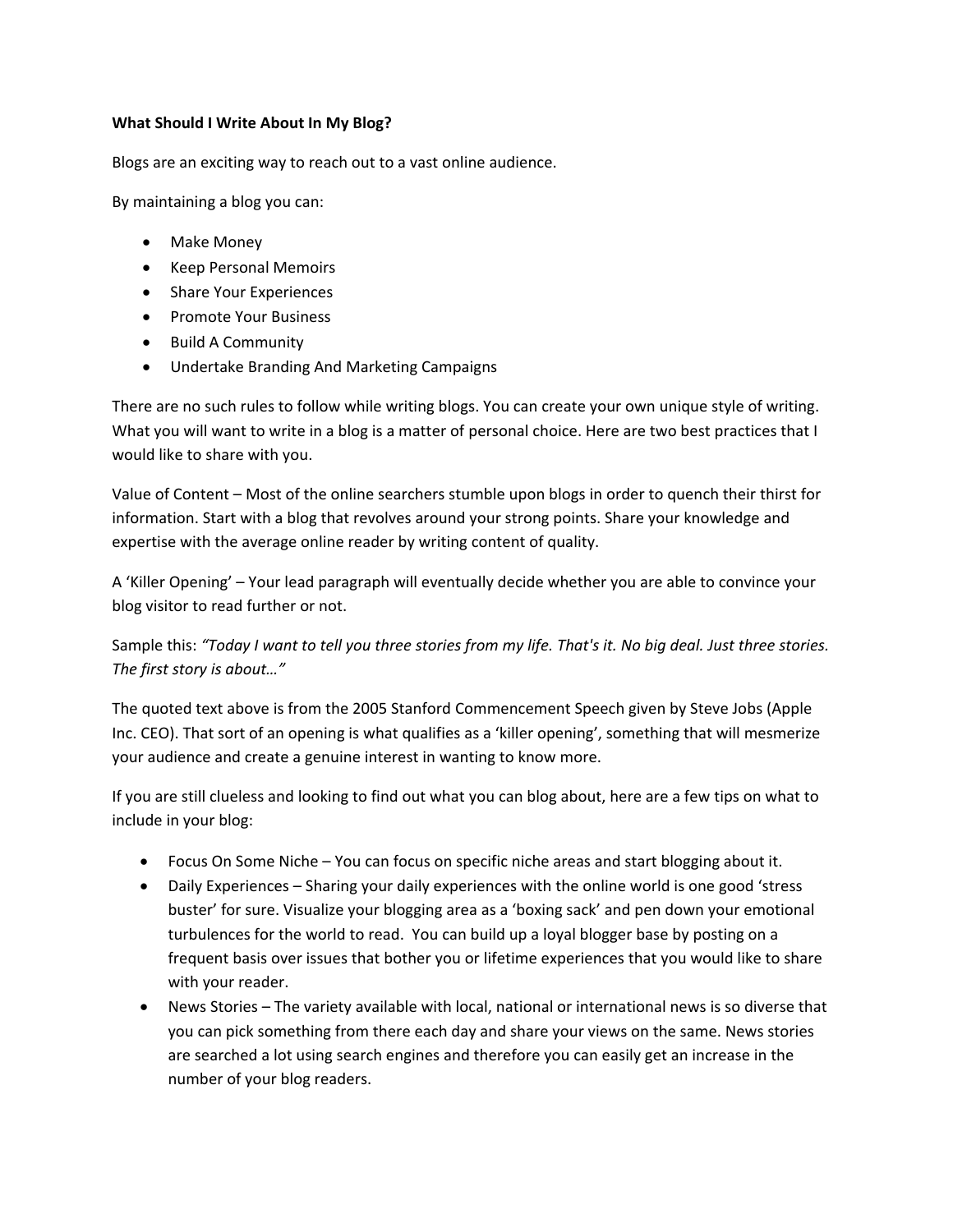**What Should I Write About In My Blog?**

Blogs are an exciting way to reach out to a vast online audience.

By maintaining a blog you can:

- Make Money
- Keep Personal Memoirs
- Share Your Experiences
- Promote Your Business
- Build A Community
- Undertake Branding And Marketing Campaigns

There are no such rules to follow while writing blogs. You can create your own unique style of writing. What you will want to write in a blog is a matter of personal choice. Here are two best practices that I would like to share with you.

Value of Content – Most of the online searchers stumble upon blogs in order to quench their thirst for information. Start with a blog that revolves around your strong points. Share your knowledge and expertise with the average online reader by writing content of quality.

A 'Killer Opening' – Your lead paragraph will eventually decide whether you are able to convince your blog visitor to read further or not.

Sample this: *"Today I want to tell you three stories from my life. That's it. No big deal. Just three stories. The first story is about…"*

The quoted text above is from the 2005 Stanford Commencement Speech given by Steve Jobs (Apple Inc. CEO). That sort of an opening is what qualifies as a 'killer opening', something that will mesmerize your audience and create a genuine interest in wanting to know more.

If you are still clueless and looking to find out what you can blog about, here are a few tips on what to include in your blog:

- Focus On Some Niche – You can focus on specific niche areas and start blogging about it.
- Daily Experiences – Sharing your daily experiences with the online world is one good 'stress buster' for sure. Visualize your blogging area as a 'boxing sack' and pen down your emotional turbulences for the world to read. You can build up a loyal blogger base by posting on a frequent basis over issues that bother you or lifetime experiences that you would like to share with your reader.
- News Stories – The variety available with local, national or international news is so diverse that you can pick something from there each day and share your views on the same. News stories are searched a lot using search engines and therefore you can easily get an increase in the number of your blog readers.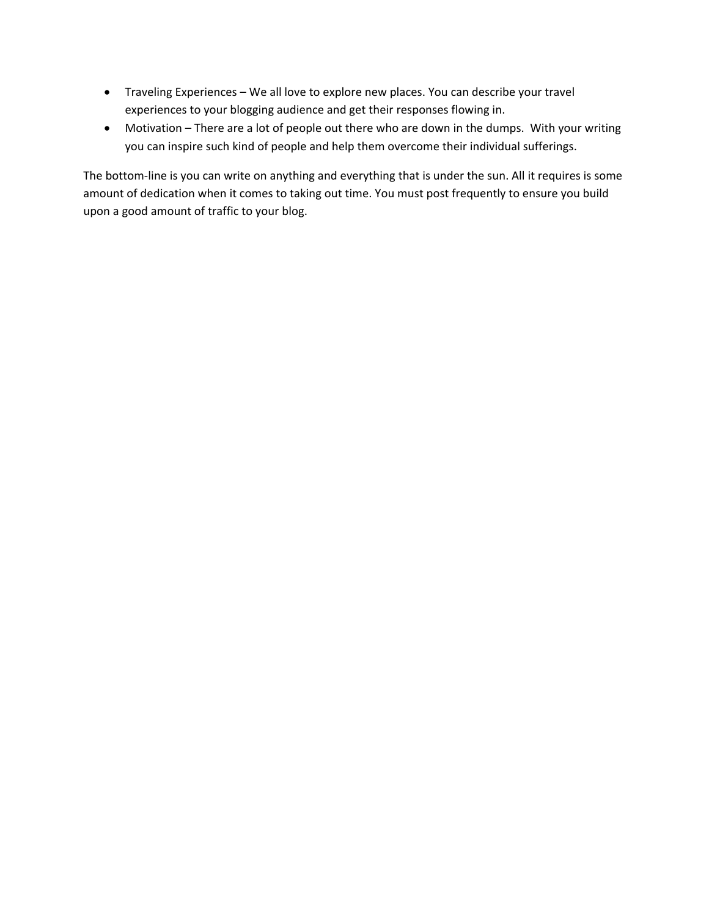- Traveling Experiences – We all love to explore new places. You can describe your travel experiences to your blogging audience and get their responses flowing in.
- Motivation – There are a lot of people out there who are down in the dumps. With your writing you can inspire such kind of people and help them overcome their individual sufferings.

The bottom-line is you can write on anything and everything that is under the sun. All it requires is some amount of dedication when it comes to taking out time. You must post frequently to ensure you build upon a good amount of traffic to your blog.